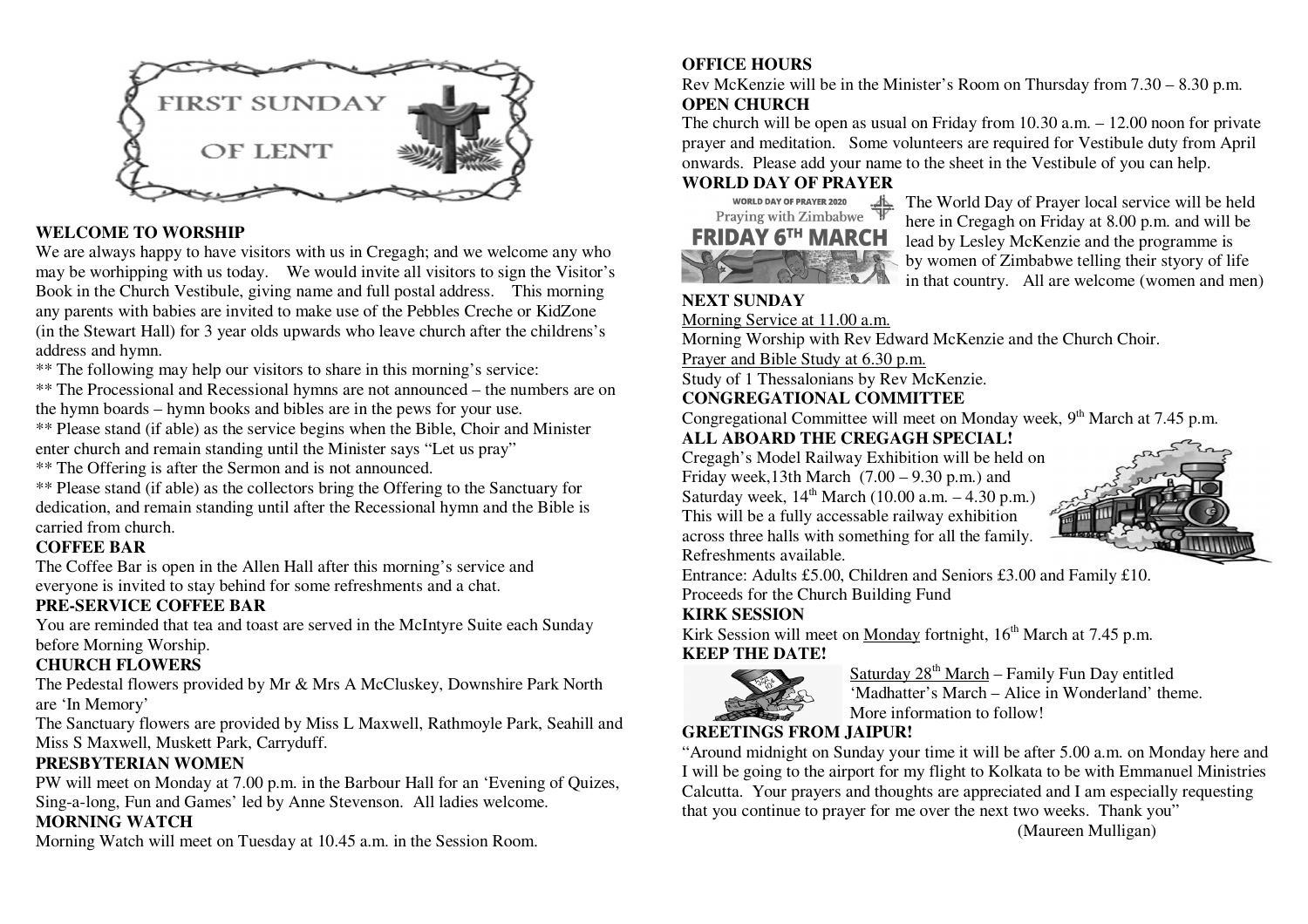FIRST SUNDAY OF LENT

**WELCOME TO WORSHIP**

We are always happy to have visitors with us in Cregagh; and we welcome any who may be worhipping with us today. We would invite all visitors to sign the Visitor's Book in the Church Vestibule, giving name and full postal address. This morning any parents with babies are invited to make use of the Pebbles Creche or KidZone (in the Stewart Hall) for 3 year olds upwards who leave church after the childrens's address and hymn.

** The following may help our visitors to share in this morning's service:

** The Processional and Recessional hymns are not announced – the numbers are on the hymn boards – hymn books and bibles are in the pews for your use.

** Please stand (if able) as the service begins when the Bible, Choir and Minister enter church and remain standing until the Minister says "Let us pray"

** The Offering is after the Sermon and is not announced.

** Please stand (if able) as the collectors bring the Offering to the Sanctuary for dedication, and remain standing until after the Recessional hymn and the Bible is carried from church.

**COFFEE BAR**

The Coffee Bar is open in the Allen Hall after this morning's service and everyone is invited to stay behind for some refreshments and a chat.

**PRE-SERVICE COFFEE BAR**

You are reminded that tea and toast are served in the McIntyre Suite each Sunday before Morning Worship.

**CHURCH FLOWERS**

The Pedestal flowers provided by Mr & Mrs A McCluskey, Downshire Park North are 'In Memory'

The Sanctuary flowers are provided by Miss L Maxwell, Rathmoyle Park, Seahill and Miss S Maxwell, Muskett Park, Carryduff.

**PRESBYTERIAN WOMEN**

PW will meet on Monday at 7.00 p.m. in the Barbour Hall for an 'Evening of Quizes, Sing-a-long, Fun and Games' led by Anne Stevenson. All ladies welcome.

**MORNING WATCH**

Morning Watch will meet on Tuesday at 10.45 a.m. in the Session Room.

**OFFICE HOURS**

Rev McKenzie will be in the Minister's Room on Thursday from 7.30 – 8.30 p.m.

**OPEN CHURCH**

The church will be open as usual on Friday from 10.30 a.m. – 12.00 noon for private prayer and meditation. Some volunteers are required for Vestibule duty from April onwards. Please add your name to the sheet in the Vestibule of you can help.

**WORLD DAY OF PRAYER**

WORLD DAY OF PRAYER 2020
Praying with Zimbabwe
FRIDAY 6TH MARCH

The World Day of Prayer local service will be held here in Cregagh on Friday at 8.00 p.m. and will be lead by Lesley McKenzie and the programme is by women of Zimbabwe telling their styory of life in that country. All are welcome (women and men)

**NEXT SUNDAY**

Morning Service at 11.00 a.m.

Morning Worship with Rev Edward McKenzie and the Church Choir.

Prayer and Bible Study at 6.30 p.m.

Study of 1 Thessalonians by Rev McKenzie.

**CONGREGATIONAL COMMITTEE**

Congregational Committee will meet on Monday week, 9th March at 7.45 p.m.

**ALL ABOARD THE CREGAGH SPECIAL!**

Cregagh's Model Railway Exhibition will be held on Friday week,13th March (7.00 – 9.30 p.m.) and Saturday week, 14th March (10.00 a.m. – 4.30 p.m.) This will be a fully accessable railway exhibition across three halls with something for all the family. Refreshments available.

Entrance: Adults £5.00, Children and Seniors £3.00 and Family £10. Proceeds for the Church Building Fund

**KIRK SESSION**

Kirk Session will meet on Monday fortnight, 16th March at 7.45 p.m.

**KEEP THE DATE!**

Saturday 28th March – Family Fun Day entitled 'Madhatter's March – Alice in Wonderland' theme. More information to follow!

**GREETINGS FROM JAIPUR!**

"Around midnight on Sunday your time it will be after 5.00 a.m. on Monday here and I will be going to the airport for my flight to Kolkata to be with Emmanuel Ministries Calcutta. Your prayers and thoughts are appreciated and I am especially requesting that you continue to prayer for me over the next two weeks. Thank you"

(Maureen Mulligan)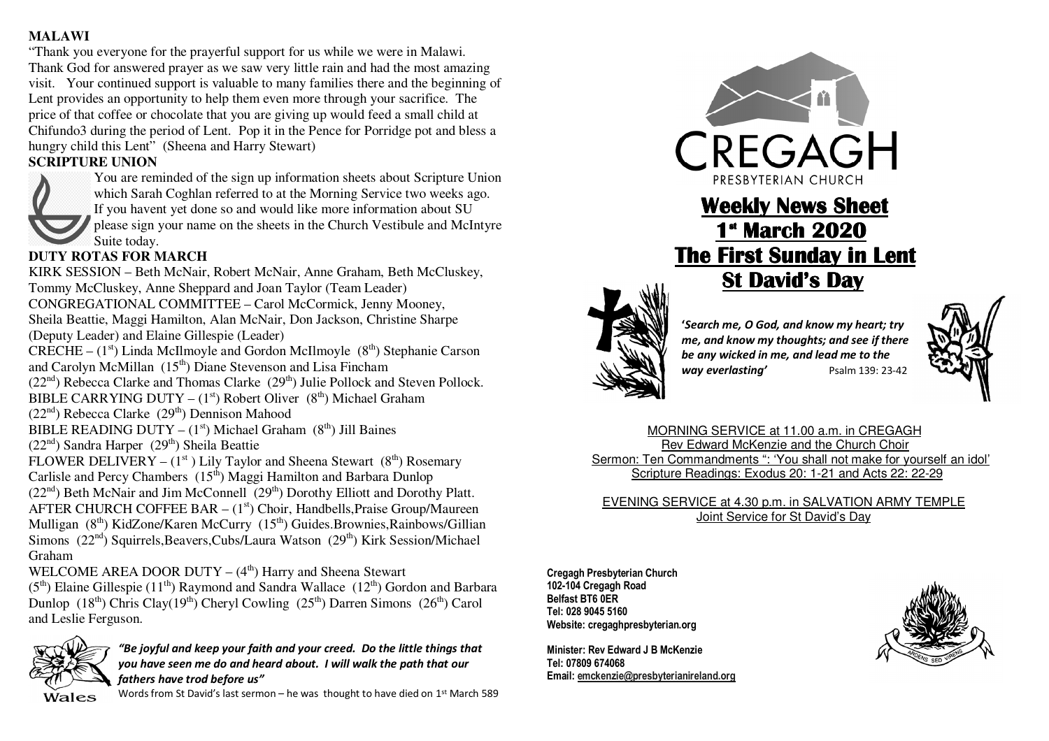**MALAWI**

"Thank you everyone for the prayerful support for us while we were in Malawi. Thank God for answered prayer as we saw very little rain and had the most amazing visit. Your continued support is valuable to many families there and the beginning of Lent provides an opportunity to help them even more through your sacrifice. The price of that coffee or chocolate that you are giving up would feed a small child at Chifundo3 during the period of Lent. Pop it in the Pence for Porridge pot and bless a hungry child this Lent" (Sheena and Harry Stewart)

**SCRIPTURE UNION**

You are reminded of the sign up information sheets about Scripture Union which Sarah Coghlan referred to at the Morning Service two weeks ago. If you havent yet done so and would like more information about SU please sign your name on the sheets in the Church Vestibule and McIntyre Suite today.

**DUTY ROTAS FOR MARCH**

KIRK SESSION – Beth McNair, Robert McNair, Anne Graham, Beth McCluskey, Tommy McCluskey, Anne Sheppard and Joan Taylor (Team Leader)
CONGREGATIONAL COMMITTEE – Carol McCormick, Jenny Mooney, Sheila Beattie, Maggi Hamilton, Alan McNair, Don Jackson, Christine Sharpe (Deputy Leader) and Elaine Gillespie (Leader)
CRECHE – (1st) Linda McIlmoyle and Gordon McIlmoyle (8th) Stephanie Carson and Carolyn McMillan (15th) Diane Stevenson and Lisa Fincham (22nd) Rebecca Clarke and Thomas Clarke (29th) Julie Pollock and Steven Pollock.
BIBLE CARRYING DUTY – (1st) Robert Oliver (8th) Michael Graham (22nd) Rebecca Clarke (29th) Dennison Mahood
BIBLE READING DUTY – (1st) Michael Graham (8th) Jill Baines (22nd) Sandra Harper (29th) Sheila Beattie
FLOWER DELIVERY – (1st ) Lily Taylor and Sheena Stewart (8th) Rosemary Carlisle and Percy Chambers (15th) Maggi Hamilton and Barbara Dunlop (22nd) Beth McNair and Jim McConnell (29th) Dorothy Elliott and Dorothy Platt.
AFTER CHURCH COFFEE BAR – (1st) Choir, Handbells,Praise Group/Maureen Mulligan (8th) KidZone/Karen McCurry (15th) Guides.Brownies,Rainbows/Gillian Simons (22nd) Squirrels,Beavers,Cubs/Laura Watson (29th) Kirk Session/Michael Graham
WELCOME AREA DOOR DUTY – (4th) Harry and Sheena Stewart (5th) Elaine Gillespie (11th) Raymond and Sandra Wallace (12th) Gordon and Barbara Dunlop (18th) Chris Clay(19th) Cheryl Cowling (25th) Darren Simons (26th) Carol and Leslie Ferguson.

*"Be joyful and keep your faith and your creed. Do the little things that you have seen me do and heard about. I will walk the path that our fathers have trod before us"*

Wales

Words from St David's last sermon – he was thought to have died on 1st March 589

CREGAGH
PRESBYTERIAN CHURCH

# Weekly News Sheet
# 1st March 2020
# The First Sunday in Lent
# St David's Day

*'Search me, O God, and know my heart; try me, and know my thoughts; and see if there be any wicked in me, and lead me to the way everlasting'* Psalm 139: 23-42

MORNING SERVICE at 11.00 a.m. in CREGAGH
Rev Edward McKenzie and the Church Choir
Sermon: Ten Commandments ": 'You shall not make for yourself an idol'
Scripture Readings: Exodus 20: 1-21 and Acts 22: 22-29

EVENING SERVICE at 4.30 p.m. in SALVATION ARMY TEMPLE
Joint Service for St David's Day

**Cregagh Presbyterian Church**
**102-104 Cregagh Road**
**Belfast BT6 0ER**
**Tel: 028 9045 5160**
**Website: cregaghpresbyterian.org**

**Minister: Rev Edward J B McKenzie**
**Tel: 07809 674068**
**Email: emckenzie@presbyterianireland.org**

ARDENS SED VIRENS